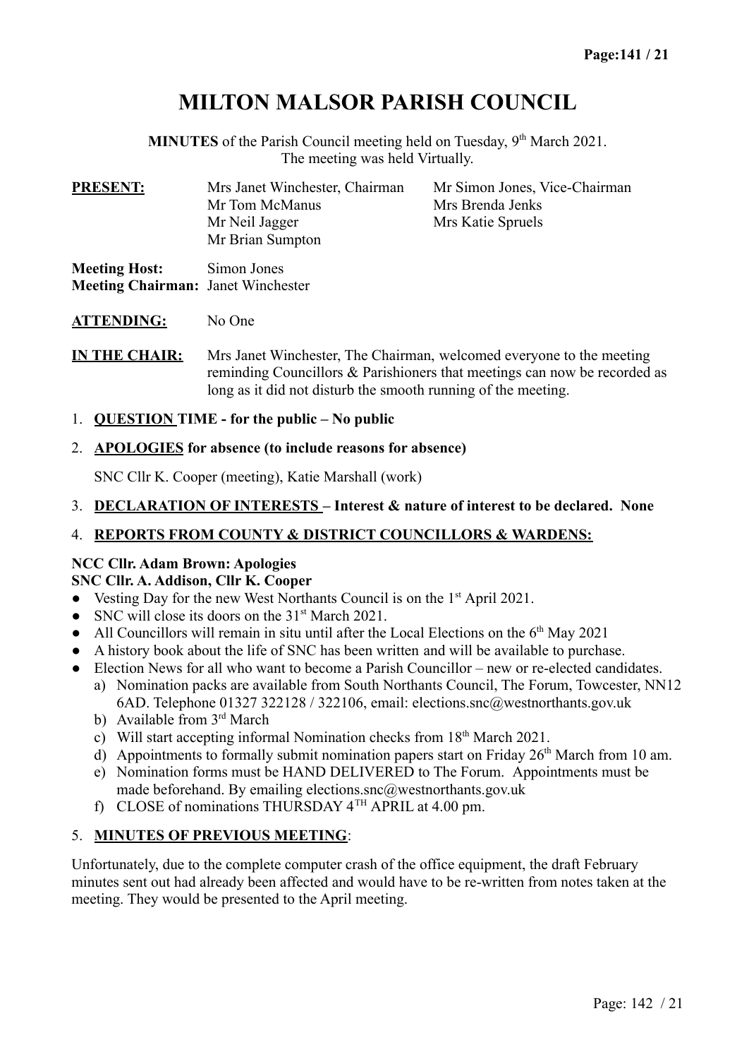# MILTON MALSOR PARISH COUNCIL

**MINUTES** of the Parish Council meeting held on Tuesday, 9th March 2021.
The meeting was held Virtually.

**PRESENT:**

| | |
|---|---|
| Mrs Janet Winchester, Chairman | Mr Simon Jones, Vice-Chairman |
| Mr Tom McManus | Mrs Brenda Jenks |
| Mr Neil Jagger | Mrs Katie Spruels |
| Mr Brian Sumpton | |

**Meeting Host:** Simon Jones
**Meeting Chairman:** Janet Winchester

**ATTENDING:** No One

**IN THE CHAIR:** Mrs Janet Winchester, The Chairman, welcomed everyone to the meeting reminding Councillors & Parishioners that meetings can now be recorded as long as it did not disturb the smooth running of the meeting.

1. **QUESTION TIME - for the public – No public**

2. **APOLOGIES for absence (to include reasons for absence)**

   SNC Cllr K. Cooper (meeting), Katie Marshall (work)

3. **DECLARATION OF INTERESTS – Interest & nature of interest to be declared. None**

4. **REPORTS FROM COUNTY & DISTRICT COUNCILLORS & WARDENS:**

**NCC Cllr. Adam Brown: Apologies**
**SNC Cllr. A. Addison, Cllr K. Cooper**

- Vesting Day for the new West Northants Council is on the 1st April 2021.
- SNC will close its doors on the 31st March 2021.
- All Councillors will remain in situ until after the Local Elections on the 6th May 2021
- A history book about the life of SNC has been written and will be available to purchase.
- Election News for all who want to become a Parish Councillor – new or re-elected candidates.
  a) Nomination packs are available from South Northants Council, The Forum, Towcester, NN12 6AD. Telephone 01327 322128 / 322106, email: elections.snc@westnorthants.gov.uk
  b) Available from 3rd March
  c) Will start accepting informal Nomination checks from 18th March 2021.
  d) Appointments to formally submit nomination papers start on Friday 26th March from 10 am.
  e) Nomination forms must be HAND DELIVERED to The Forum. Appointments must be made beforehand. By emailing elections.snc@westnorthants.gov.uk
  f) CLOSE of nominations THURSDAY 4TH APRIL at 4.00 pm.

5. **MINUTES OF PREVIOUS MEETING**:

Unfortunately, due to the complete computer crash of the office equipment, the draft February minutes sent out had already been affected and would have to be re-written from notes taken at the meeting. They would be presented to the April meeting.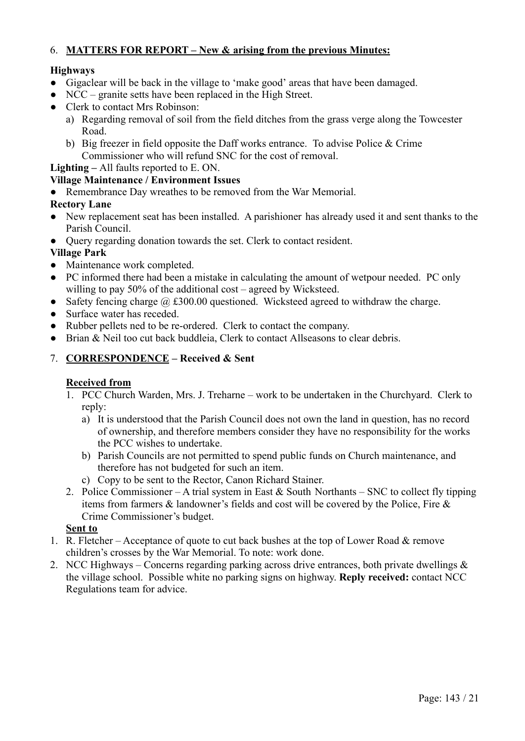6. **MATTERS FOR REPORT – New & arising from the previous Minutes:**

**Highways**

- Gigaclear will be back in the village to 'make good' areas that have been damaged.
- NCC – granite setts have been replaced in the High Street.
- Clerk to contact Mrs Robinson:
  a) Regarding removal of soil from the field ditches from the grass verge along the Towcester Road.
  b) Big freezer in field opposite the Daff works entrance. To advise Police & Crime Commissioner who will refund SNC for the cost of removal.

**Lighting –** All faults reported to E. ON.

**Village Maintenance / Environment Issues**

- Remembrance Day wreathes to be removed from the War Memorial.

**Rectory Lane**

- New replacement seat has been installed. A parishioner has already used it and sent thanks to the Parish Council.
- Query regarding donation towards the set. Clerk to contact resident.

**Village Park**

- Maintenance work completed.
- PC informed there had been a mistake in calculating the amount of wetpour needed. PC only willing to pay 50% of the additional cost – agreed by Wicksteed.
- Safety fencing charge @ £300.00 questioned. Wicksteed agreed to withdraw the charge.
- Surface water has receded.
- Rubber pellets ned to be re-ordered. Clerk to contact the company.
- Brian & Neil too cut back buddleia, Clerk to contact Allseasons to clear debris.

7. **CORRESPONDENCE – Received & Sent**

**Received from**

1. PCC Church Warden, Mrs. J. Treharne – work to be undertaken in the Churchyard. Clerk to reply:
   a) It is understood that the Parish Council does not own the land in question, has no record of ownership, and therefore members consider they have no responsibility for the works the PCC wishes to undertake.
   b) Parish Councils are not permitted to spend public funds on Church maintenance, and therefore has not budgeted for such an item.
   c) Copy to be sent to the Rector, Canon Richard Stainer.
2. Police Commissioner – A trial system in East & South Northants – SNC to collect fly tipping items from farmers & landowner's fields and cost will be covered by the Police, Fire & Crime Commissioner's budget.

**Sent to**

1. R. Fletcher – Acceptance of quote to cut back bushes at the top of Lower Road & remove children's crosses by the War Memorial. To note: work done.
2. NCC Highways – Concerns regarding parking across drive entrances, both private dwellings & the village school. Possible white no parking signs on highway. **Reply received:** contact NCC Regulations team for advice.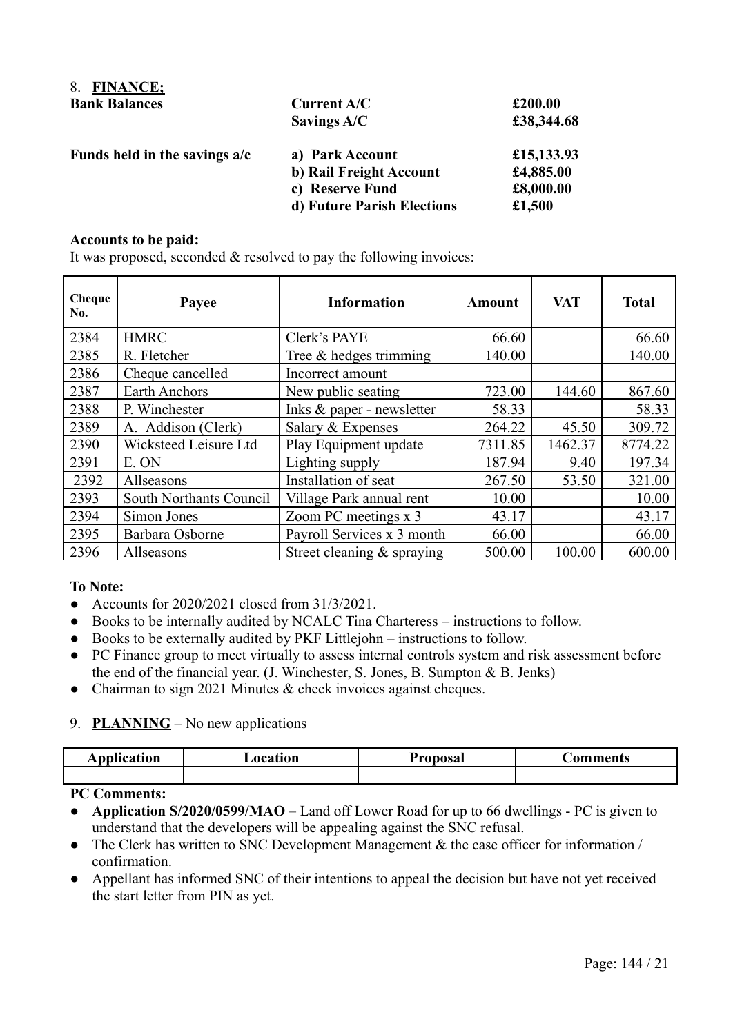## 8. **FINANCE;**

| | | |
|---|---|---|
| **Bank Balances** | **Current A/C** | **£200.00** |
| | **Savings A/C** | **£38,344.68** |
| **Funds held in the savings a/c** | **a) Park Account** | **£15,133.93** |
| | **b) Rail Freight Account** | **£4,885.00** |
| | **c) Reserve Fund** | **£8,000.00** |
| | **d) Future Parish Elections** | **£1,500** |

**Accounts to be paid:**

It was proposed, seconded & resolved to pay the following invoices:

| Cheque No. | Payee | Information | Amount | VAT | Total |
|---|---|---|---|---|---|
| 2384 | HMRC | Clerk's PAYE | 66.60 | | 66.60 |
| 2385 | R. Fletcher | Tree & hedges trimming | 140.00 | | 140.00 |
| 2386 | Cheque cancelled | Incorrect amount | | | |
| 2387 | Earth Anchors | New public seating | 723.00 | 144.60 | 867.60 |
| 2388 | P. Winchester | Inks & paper - newsletter | 58.33 | | 58.33 |
| 2389 | A. Addison (Clerk) | Salary & Expenses | 264.22 | 45.50 | 309.72 |
| 2390 | Wicksteed Leisure Ltd | Play Equipment update | 7311.85 | 1462.37 | 8774.22 |
| 2391 | E. ON | Lighting supply | 187.94 | 9.40 | 197.34 |
| 2392 | Allseasons | Installation of seat | 267.50 | 53.50 | 321.00 |
| 2393 | South Northants Council | Village Park annual rent | 10.00 | | 10.00 |
| 2394 | Simon Jones | Zoom PC meetings x 3 | 43.17 | | 43.17 |
| 2395 | Barbara Osborne | Payroll Services x 3 month | 66.00 | | 66.00 |
| 2396 | Allseasons | Street cleaning & spraying | 500.00 | 100.00 | 600.00 |

**To Note:**

- Accounts for 2020/2021 closed from 31/3/2021.
- Books to be internally audited by NCALC Tina Charteress – instructions to follow.
- Books to be externally audited by PKF Littlejohn – instructions to follow.
- PC Finance group to meet virtually to assess internal controls system and risk assessment before the end of the financial year. (J. Winchester, S. Jones, B. Sumpton & B. Jenks)
- Chairman to sign 2021 Minutes & check invoices against cheques.

## 9. **PLANNING** – No new applications

| Application | Location | Proposal | Comments |
|---|---|---|---|
| | | | |

**PC Comments:**

- **Application S/2020/0599/MAO** – Land off Lower Road for up to 66 dwellings - PC is given to understand that the developers will be appealing against the SNC refusal.
- The Clerk has written to SNC Development Management & the case officer for information / confirmation.
- Appellant has informed SNC of their intentions to appeal the decision but have not yet received the start letter from PIN as yet.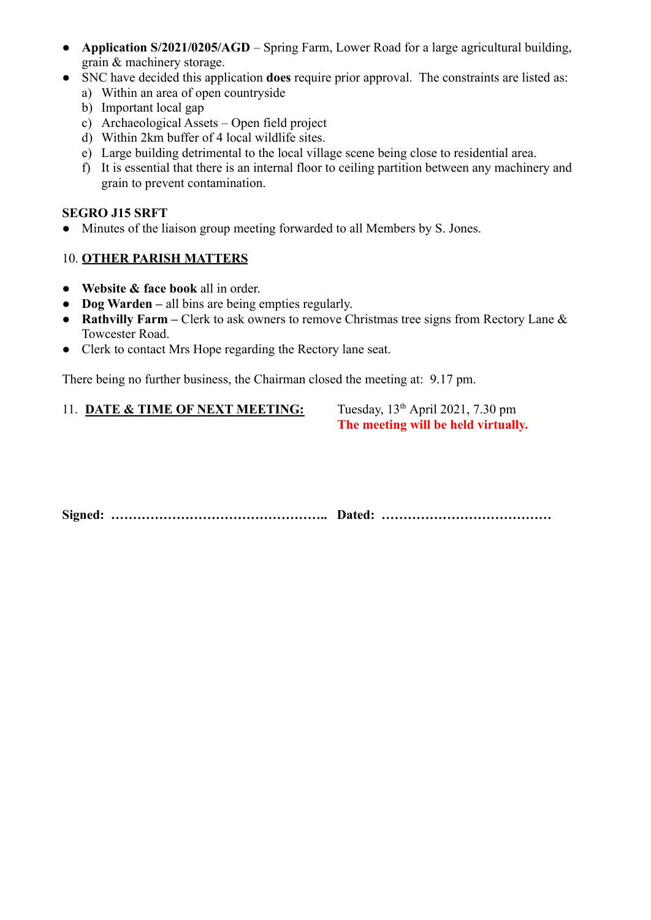- **Application S/2021/0205/AGD** – Spring Farm, Lower Road for a large agricultural building, grain & machinery storage.
- SNC have decided this application **does** require prior approval. The constraints are listed as:
  a) Within an area of open countryside
  b) Important local gap
  c) Archaeological Assets – Open field project
  d) Within 2km buffer of 4 local wildlife sites.
  e) Large building detrimental to the local village scene being close to residential area.
  f) It is essential that there is an internal floor to ceiling partition between any machinery and grain to prevent contamination.

**SEGRO J15 SRFT**

- Minutes of the liaison group meeting forwarded to all Members by S. Jones.

10. **OTHER PARISH MATTERS**

- **Website & face book** all in order.
- **Dog Warden –** all bins are being empties regularly.
- **Rathvilly Farm –** Clerk to ask owners to remove Christmas tree signs from Rectory Lane & Towcester Road.
- Clerk to contact Mrs Hope regarding the Rectory lane seat.

There being no further business, the Chairman closed the meeting at: 9.17 pm.

11. **DATE & TIME OF NEXT MEETING:** Tuesday, 13th April 2021, 7.30 pm
**The meeting will be held virtually.**

**Signed:** ………………………………………….. **Dated:** …………………………………